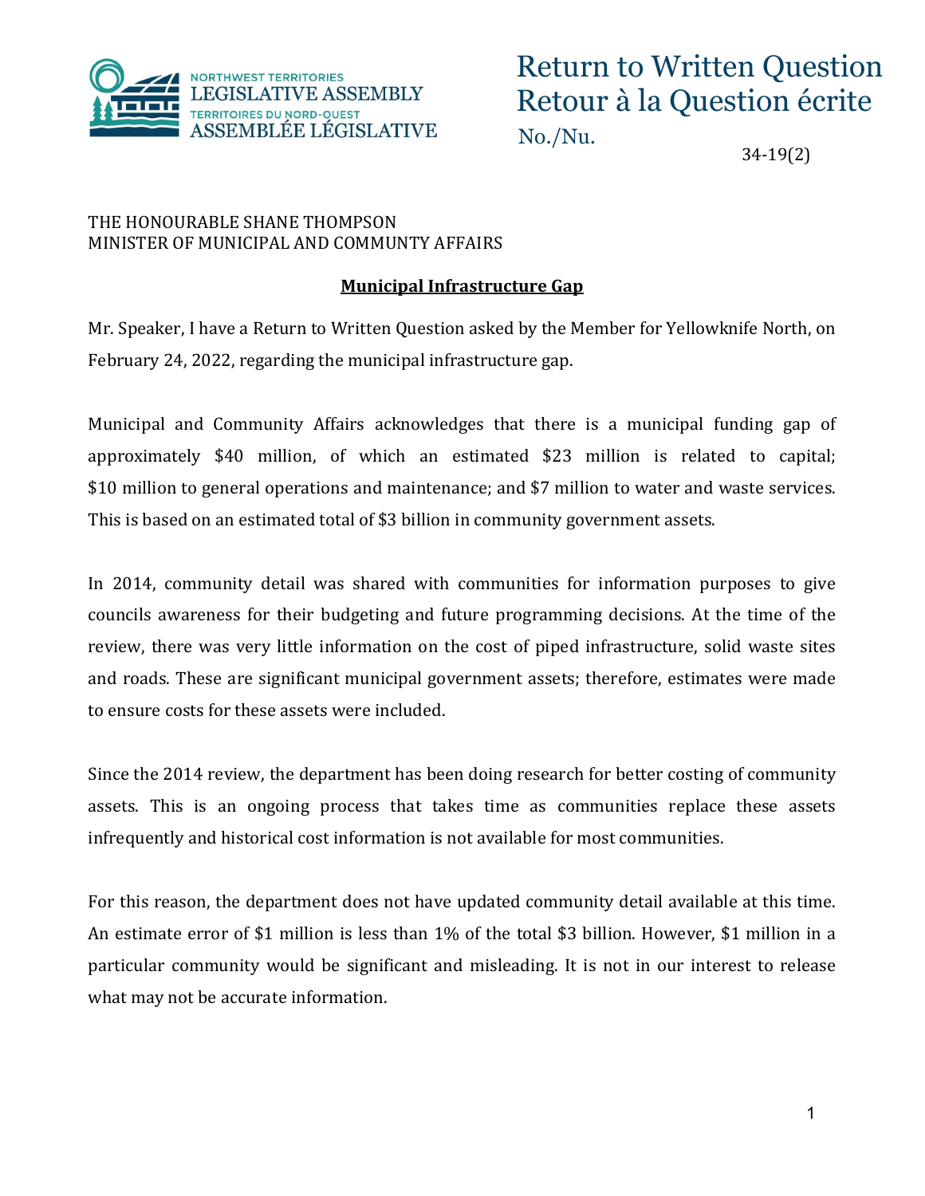# Return to Written Question
# Retour à la Question écrite

No./Nu. 34-19(2)

THE HONOURABLE SHANE THOMPSON
MINISTER OF MUNICIPAL AND COMMUNTY AFFAIRS

**Municipal Infrastructure Gap**

Mr. Speaker, I have a Return to Written Question asked by the Member for Yellowknife North, on February 24, 2022, regarding the municipal infrastructure gap.

Municipal and Community Affairs acknowledges that there is a municipal funding gap of approximately $40 million, of which an estimated $23 million is related to capital; $10 million to general operations and maintenance; and $7 million to water and waste services. This is based on an estimated total of $3 billion in community government assets.

In 2014, community detail was shared with communities for information purposes to give councils awareness for their budgeting and future programming decisions. At the time of the review, there was very little information on the cost of piped infrastructure, solid waste sites and roads. These are significant municipal government assets; therefore, estimates were made to ensure costs for these assets were included.

Since the 2014 review, the department has been doing research for better costing of community assets. This is an ongoing process that takes time as communities replace these assets infrequently and historical cost information is not available for most communities.

For this reason, the department does not have updated community detail available at this time. An estimate error of $1 million is less than 1% of the total $3 billion. However, $1 million in a particular community would be significant and misleading. It is not in our interest to release what may not be accurate information.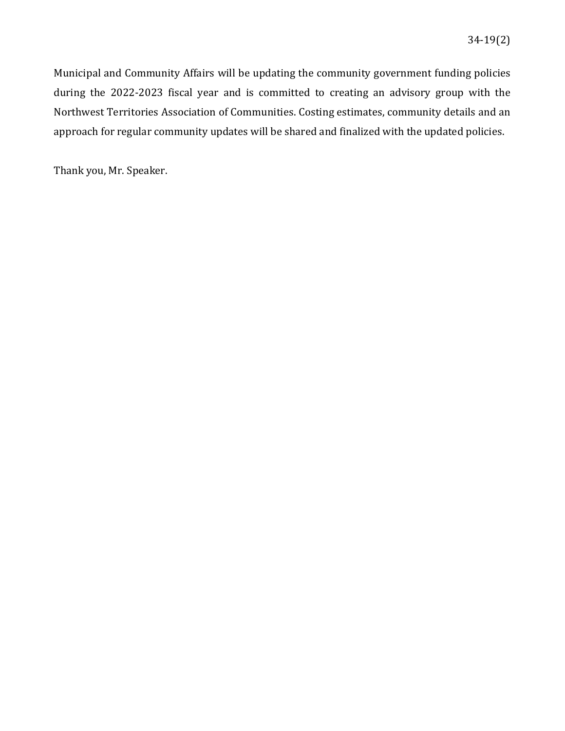Municipal and Community Affairs will be updating the community government funding policies during the 2022-2023 fiscal year and is committed to creating an advisory group with the Northwest Territories Association of Communities. Costing estimates, community details and an approach for regular community updates will be shared and finalized with the updated policies.

Thank you, Mr. Speaker.